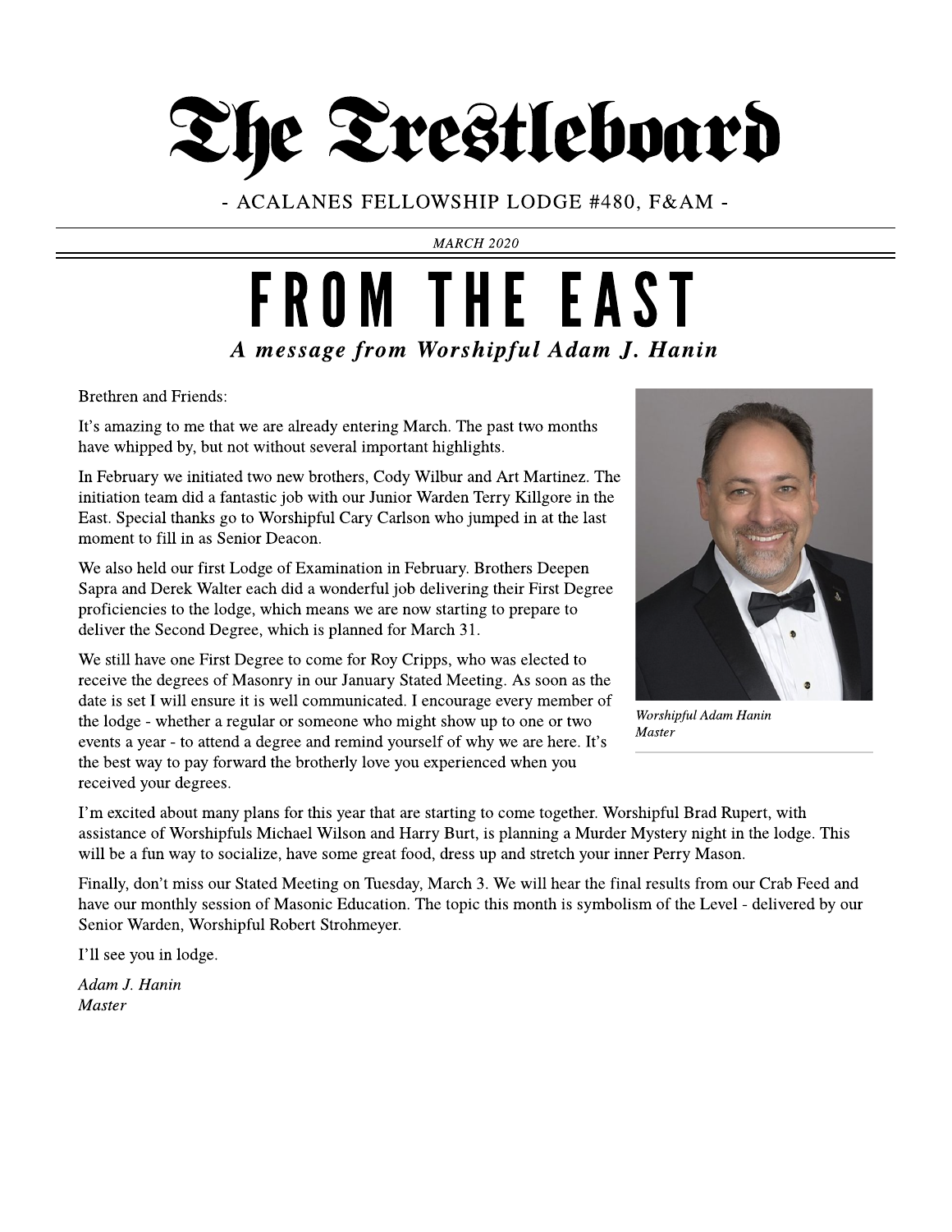# The Trestleboard

- ACALANES FELLOWSHIP LODGE #480, F&AM -

*MARCH 2020*

## FROM THE EAST

### *A message from Worshipful Adam J. Hanin*

Brethren and Friends:

It's amazing to me that we are already entering March. The past two months have whipped by, but not without several important highlights.

In February we initiated two new brothers, Cody Wilbur and Art Martinez. The initiation team did a fantastic job with our Junior Warden Terry Killgore in the East. Special thanks go to Worshipful Cary Carlson who jumped in at the last moment to fill in as Senior Deacon.

We also held our first Lodge of Examination in February. Brothers Deepen Sapra and Derek Walter each did a wonderful job delivering their First Degree proficiencies to the lodge, which means we are now starting to prepare to deliver the Second Degree, which is planned for March 31.

We still have one First Degree to come for Roy Cripps, who was elected to receive the degrees of Masonry in our January Stated Meeting. As soon as the date is set I will ensure it is well communicated. I encourage every member of the lodge - whether a regular or someone who might show up to one or two events a year - to attend a degree and remind yourself of why we are here. It's the best way to pay forward the brotherly love you experienced when you received your degrees.

*Worshipful Adam Hanin*
*Master*

I'm excited about many plans for this year that are starting to come together. Worshipful Brad Rupert, with assistance of Worshipfuls Michael Wilson and Harry Burt, is planning a Murder Mystery night in the lodge. This will be a fun way to socialize, have some great food, dress up and stretch your inner Perry Mason.

Finally, don't miss our Stated Meeting on Tuesday, March 3. We will hear the final results from our Crab Feed and have our monthly session of Masonic Education. The topic this month is symbolism of the Level - delivered by our Senior Warden, Worshipful Robert Strohmeyer.

I'll see you in lodge.

*Adam J. Hanin*
*Master*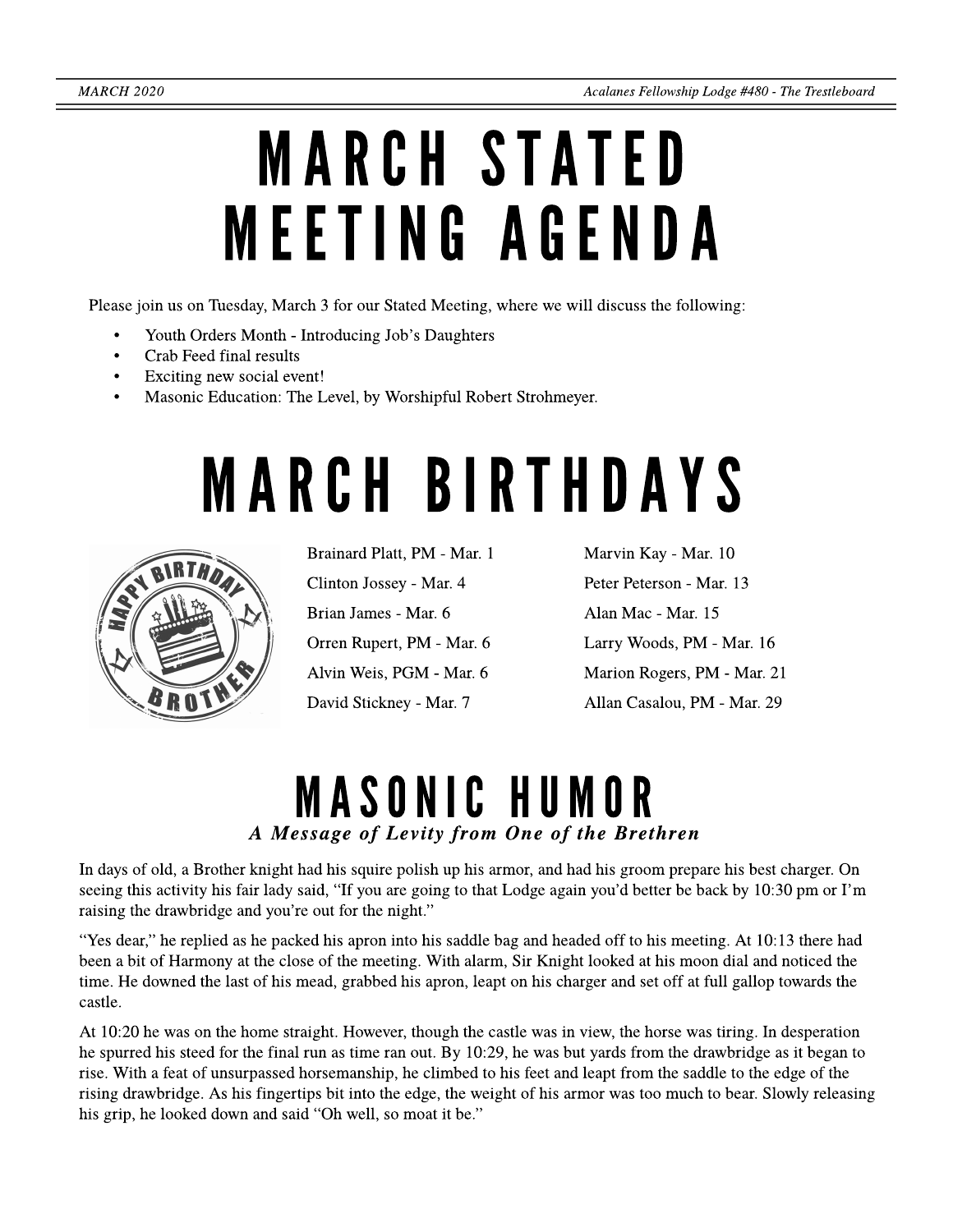# MARCH STATED MEETING AGENDA

Please join us on Tuesday, March 3 for our Stated Meeting, where we will discuss the following:

- Youth Orders Month - Introducing Job's Daughters
- Crab Feed final results
- Exciting new social event!
- Masonic Education: The Level, by Worshipful Robert Strohmeyer.

# MARCH BIRTHDAYS

Brainard Platt, PM - Mar. 1

Clinton Jossey - Mar. 4

Brian James - Mar. 6

Orren Rupert, PM - Mar. 6

Alvin Weis, PGM - Mar. 6

David Stickney - Mar. 7

Marvin Kay - Mar. 10

Peter Peterson - Mar. 13

Alan Mac - Mar. 15

Larry Woods, PM - Mar. 16

Marion Rogers, PM - Mar. 21

Allan Casalou, PM - Mar. 29

# MASONIC HUMOR

***A Message of Levity from One of the Brethren***

In days of old, a Brother knight had his squire polish up his armor, and had his groom prepare his best charger. On seeing this activity his fair lady said, "If you are going to that Lodge again you'd better be back by 10:30 pm or I'm raising the drawbridge and you're out for the night."

"Yes dear," he replied as he packed his apron into his saddle bag and headed off to his meeting. At 10:13 there had been a bit of Harmony at the close of the meeting. With alarm, Sir Knight looked at his moon dial and noticed the time. He downed the last of his mead, grabbed his apron, leapt on his charger and set off at full gallop towards the castle.

At 10:20 he was on the home straight. However, though the castle was in view, the horse was tiring. In desperation he spurred his steed for the final run as time ran out. By 10:29, he was but yards from the drawbridge as it began to rise. With a feat of unsurpassed horsemanship, he climbed to his feet and leapt from the saddle to the edge of the rising drawbridge. As his fingertips bit into the edge, the weight of his armor was too much to bear. Slowly releasing his grip, he looked down and said "Oh well, so moat it be."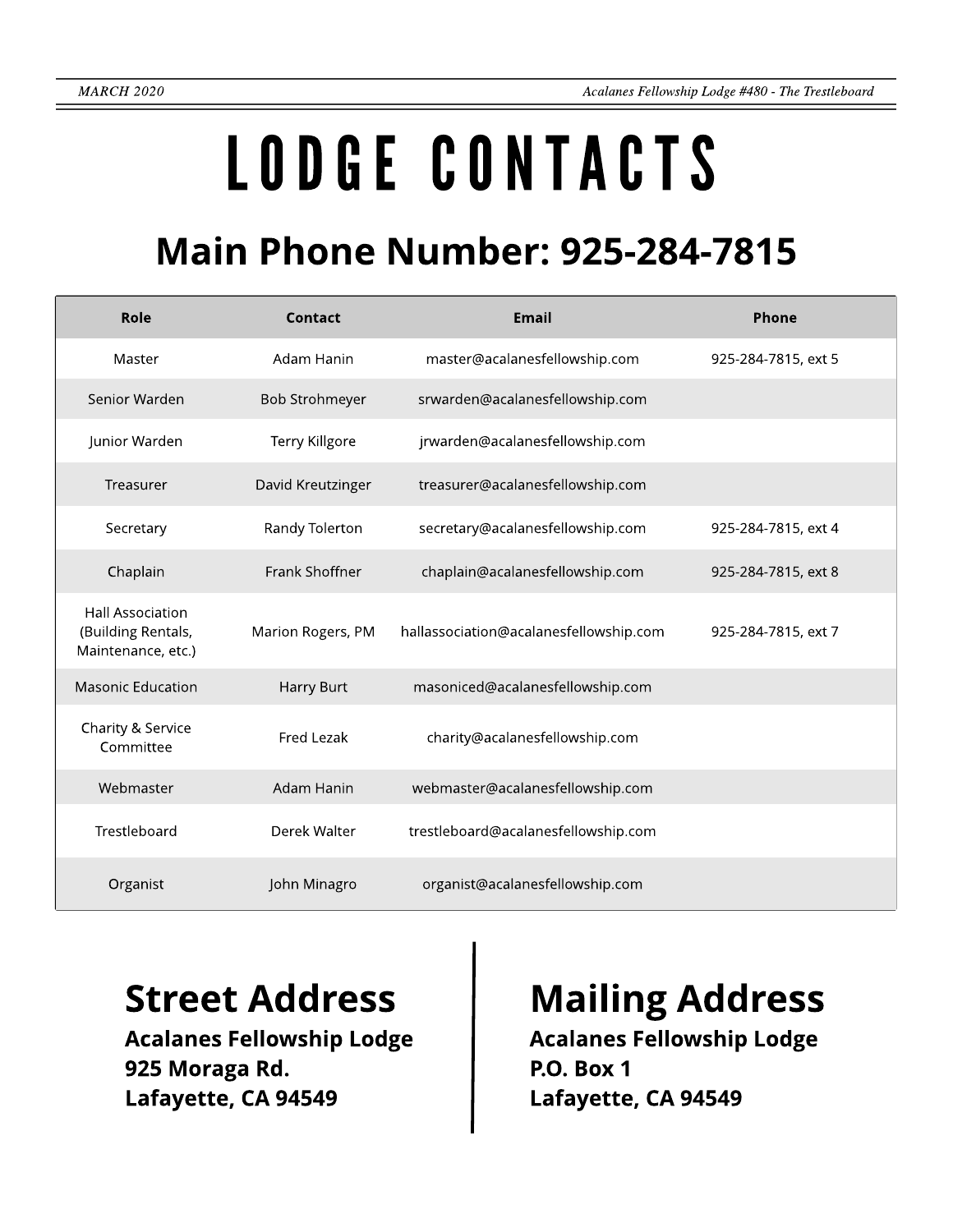# LODGE CONTACTS

## Main Phone Number: 925-284-7815

| Role | Contact | Email | Phone |
|---|---|---|---|
| Master | Adam Hanin | master@acalanesfellowship.com | 925-284-7815, ext 5 |
| Senior Warden | Bob Strohmeyer | srwarden@acalanesfellowship.com | |
| Junior Warden | Terry Killgore | jrwarden@acalanesfellowship.com | |
| Treasurer | David Kreutzinger | treasurer@acalanesfellowship.com | |
| Secretary | Randy Tolerton | secretary@acalanesfellowship.com | 925-284-7815, ext 4 |
| Chaplain | Frank Shoffner | chaplain@acalanesfellowship.com | 925-284-7815, ext 8 |
| Hall Association (Building Rentals, Maintenance, etc.) | Marion Rogers, PM | hallassociation@acalanesfellowship.com | 925-284-7815, ext 7 |
| Masonic Education | Harry Burt | masoniced@acalanesfellowship.com | |
| Charity & Service Committee | Fred Lezak | charity@acalanesfellowship.com | |
| Webmaster | Adam Hanin | webmaster@acalanesfellowship.com | |
| Trestleboard | Derek Walter | trestleboard@acalanesfellowship.com | |
| Organist | John Minagro | organist@acalanesfellowship.com | |

## Street Address

**Acalanes Fellowship Lodge**
**925 Moraga Rd.**
**Lafayette, CA 94549**

## Mailing Address

**Acalanes Fellowship Lodge**
**P.O. Box 1**
**Lafayette, CA 94549**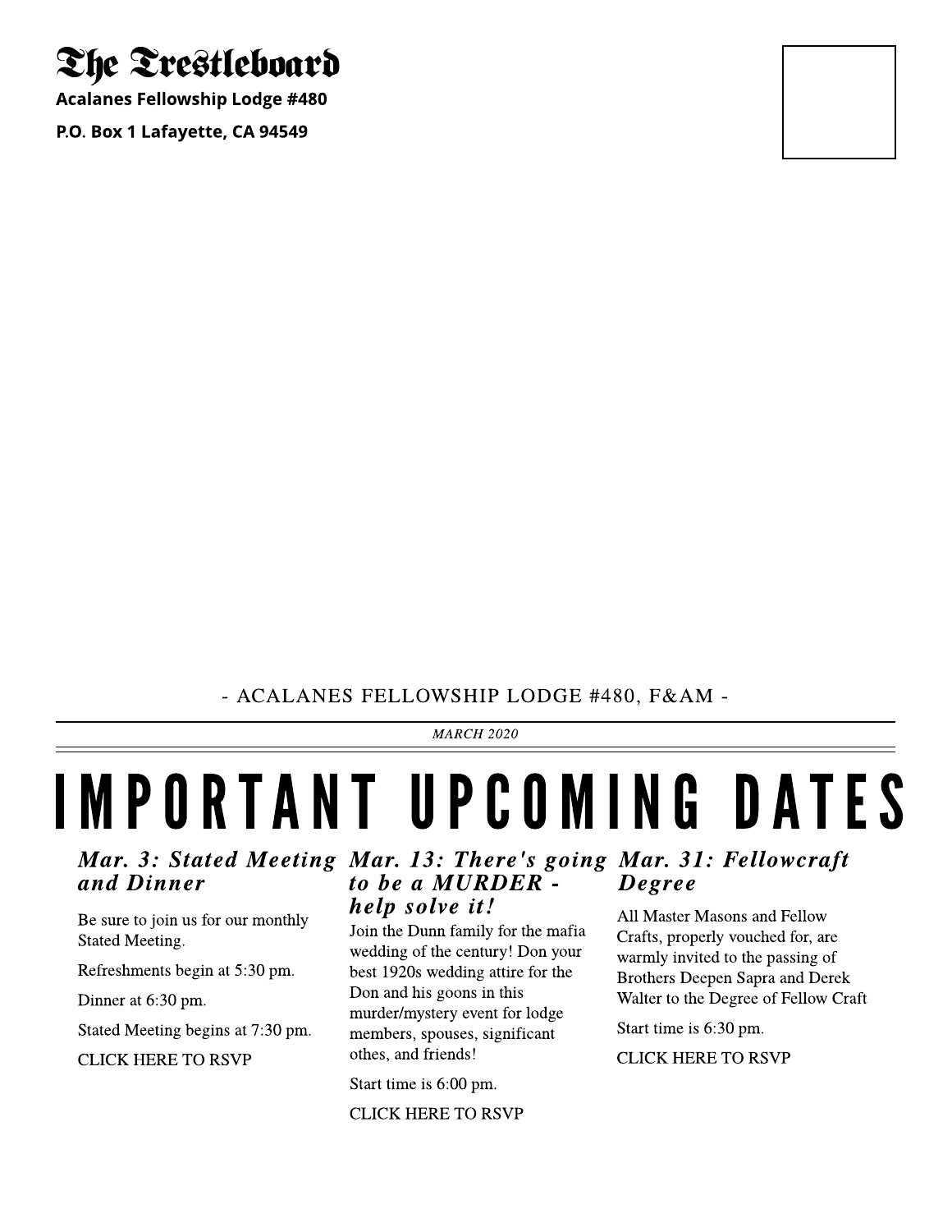# The Trestleboard

**Acalanes Fellowship Lodge #480**

**P.O. Box 1 Lafayette, CA 94549**

- ACALANES FELLOWSHIP LODGE #480, F&AM -

*MARCH 2020*

# IMPORTANT UPCOMING DATES

### *Mar. 3: Stated Meeting and Dinner*

Be sure to join us for our monthly Stated Meeting.

Refreshments begin at 5:30 pm.

Dinner at 6:30 pm.

Stated Meeting begins at 7:30 pm.

CLICK HERE TO RSVP

### *Mar. 13: There's going to be a MURDER - help solve it!*

Join the Dunn family for the mafia wedding of the century! Don your best 1920s wedding attire for the Don and his goons in this murder/mystery event for lodge members, spouses, significant othes, and friends!

Start time is 6:00 pm.

CLICK HERE TO RSVP

### *Mar. 31: Fellowcraft Degree*

All Master Masons and Fellow Crafts, properly vouched for, are warmly invited to the passing of Brothers Deepen Sapra and Derek Walter to the Degree of Fellow Craft

Start time is 6:30 pm.

CLICK HERE TO RSVP